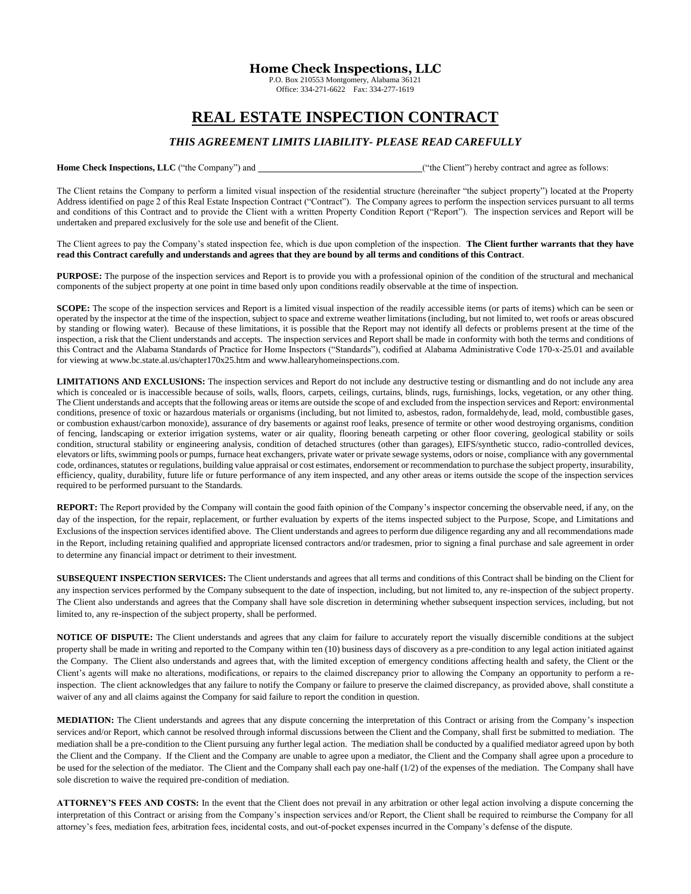# Home Check Inspections, LLC

P.O. Box 210553 Montgomery, Alabama 36121
Office: 334-271-6622 Fax: 334-277-1619

# REAL ESTATE INSPECTION CONTRACT

***THIS AGREEMENT LIMITS LIABILITY- PLEASE READ CAREFULLY***

**Home Check Inspections, LLC** ("the Company") and ____________________________________("the Client") hereby contract and agree as follows:

The Client retains the Company to perform a limited visual inspection of the residential structure (hereinafter "the subject property") located at the Property Address identified on page 2 of this Real Estate Inspection Contract ("Contract"). The Company agrees to perform the inspection services pursuant to all terms and conditions of this Contract and to provide the Client with a written Property Condition Report ("Report"). The inspection services and Report will be undertaken and prepared exclusively for the sole use and benefit of the Client.

The Client agrees to pay the Company's stated inspection fee, which is due upon completion of the inspection. **The Client further warrants that they have read this Contract carefully and understands and agrees that they are bound by all terms and conditions of this Contract**.

**PURPOSE:** The purpose of the inspection services and Report is to provide you with a professional opinion of the condition of the structural and mechanical components of the subject property at one point in time based only upon conditions readily observable at the time of inspection.

**SCOPE:** The scope of the inspection services and Report is a limited visual inspection of the readily accessible items (or parts of items) which can be seen or operated by the inspector at the time of the inspection, subject to space and extreme weather limitations (including, but not limited to, wet roofs or areas obscured by standing or flowing water). Because of these limitations, it is possible that the Report may not identify all defects or problems present at the time of the inspection, a risk that the Client understands and accepts. The inspection services and Report shall be made in conformity with both the terms and conditions of this Contract and the Alabama Standards of Practice for Home Inspectors ("Standards"), codified at Alabama Administrative Code 170-x-25.01 and available for viewing at www.bc.state.al.us/chapter170x25.htm and www.hallearyhomeinspections.com.

**LIMITATIONS AND EXCLUSIONS:** The inspection services and Report do not include any destructive testing or dismantling and do not include any area which is concealed or is inaccessible because of soils, walls, floors, carpets, ceilings, curtains, blinds, rugs, furnishings, locks, vegetation, or any other thing. The Client understands and accepts that the following areas or items are outside the scope of and excluded from the inspection services and Report: environmental conditions, presence of toxic or hazardous materials or organisms (including, but not limited to, asbestos, radon, formaldehyde, lead, mold, combustible gases, or combustion exhaust/carbon monoxide), assurance of dry basements or against roof leaks, presence of termite or other wood destroying organisms, condition of fencing, landscaping or exterior irrigation systems, water or air quality, flooring beneath carpeting or other floor covering, geological stability or soils condition, structural stability or engineering analysis, condition of detached structures (other than garages), EIFS/synthetic stucco, radio-controlled devices, elevators or lifts, swimming pools or pumps, furnace heat exchangers, private water or private sewage systems, odors or noise, compliance with any governmental code, ordinances, statutes or regulations, building value appraisal or cost estimates, endorsement or recommendation to purchase the subject property, insurability, efficiency, quality, durability, future life or future performance of any item inspected, and any other areas or items outside the scope of the inspection services required to be performed pursuant to the Standards.

**REPORT:** The Report provided by the Company will contain the good faith opinion of the Company's inspector concerning the observable need, if any, on the day of the inspection, for the repair, replacement, or further evaluation by experts of the items inspected subject to the Purpose, Scope, and Limitations and Exclusions of the inspection services identified above. The Client understands and agrees to perform due diligence regarding any and all recommendations made in the Report, including retaining qualified and appropriate licensed contractors and/or tradesmen, prior to signing a final purchase and sale agreement in order to determine any financial impact or detriment to their investment.

**SUBSEQUENT INSPECTION SERVICES:** The Client understands and agrees that all terms and conditions of this Contract shall be binding on the Client for any inspection services performed by the Company subsequent to the date of inspection, including, but not limited to, any re-inspection of the subject property. The Client also understands and agrees that the Company shall have sole discretion in determining whether subsequent inspection services, including, but not limited to, any re-inspection of the subject property, shall be performed.

**NOTICE OF DISPUTE:** The Client understands and agrees that any claim for failure to accurately report the visually discernible conditions at the subject property shall be made in writing and reported to the Company within ten (10) business days of discovery as a pre-condition to any legal action initiated against the Company. The Client also understands and agrees that, with the limited exception of emergency conditions affecting health and safety, the Client or the Client's agents will make no alterations, modifications, or repairs to the claimed discrepancy prior to allowing the Company an opportunity to perform a re-inspection. The client acknowledges that any failure to notify the Company or failure to preserve the claimed discrepancy, as provided above, shall constitute a waiver of any and all claims against the Company for said failure to report the condition in question.

**MEDIATION:** The Client understands and agrees that any dispute concerning the interpretation of this Contract or arising from the Company's inspection services and/or Report, which cannot be resolved through informal discussions between the Client and the Company, shall first be submitted to mediation. The mediation shall be a pre-condition to the Client pursuing any further legal action. The mediation shall be conducted by a qualified mediator agreed upon by both the Client and the Company. If the Client and the Company are unable to agree upon a mediator, the Client and the Company shall agree upon a procedure to be used for the selection of the mediator. The Client and the Company shall each pay one-half (1/2) of the expenses of the mediation. The Company shall have sole discretion to waive the required pre-condition of mediation.

**ATTORNEY'S FEES AND COSTS:** In the event that the Client does not prevail in any arbitration or other legal action involving a dispute concerning the interpretation of this Contract or arising from the Company's inspection services and/or Report, the Client shall be required to reimburse the Company for all attorney's fees, mediation fees, arbitration fees, incidental costs, and out-of-pocket expenses incurred in the Company's defense of the dispute.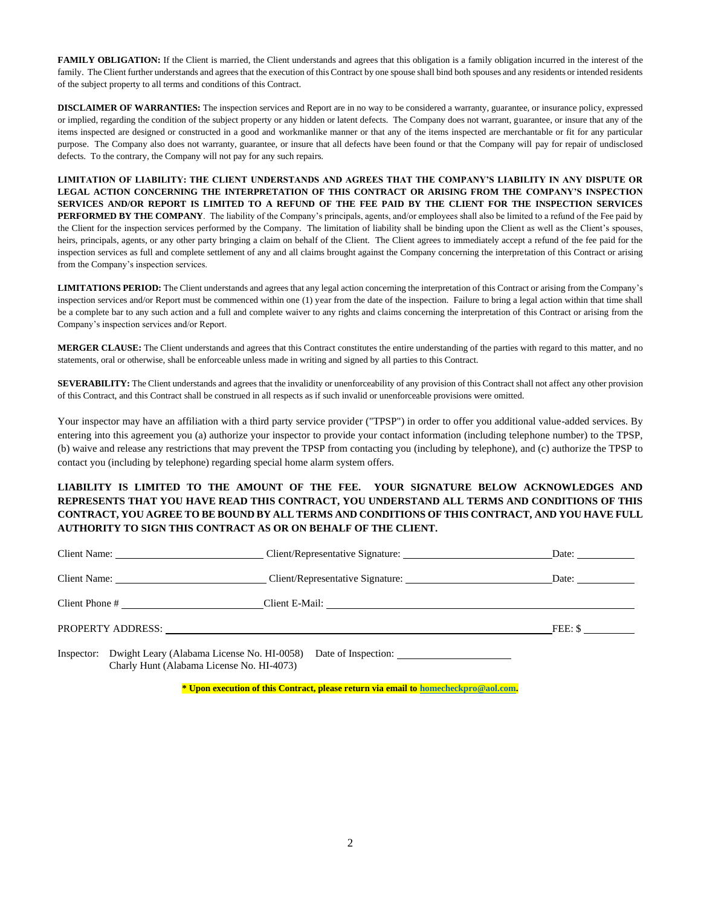**FAMILY OBLIGATION:** If the Client is married, the Client understands and agrees that this obligation is a family obligation incurred in the interest of the family. The Client further understands and agrees that the execution of this Contract by one spouse shall bind both spouses and any residents or intended residents of the subject property to all terms and conditions of this Contract.

**DISCLAIMER OF WARRANTIES:** The inspection services and Report are in no way to be considered a warranty, guarantee, or insurance policy, expressed or implied, regarding the condition of the subject property or any hidden or latent defects. The Company does not warrant, guarantee, or insure that any of the items inspected are designed or constructed in a good and workmanlike manner or that any of the items inspected are merchantable or fit for any particular purpose. The Company also does not warranty, guarantee, or insure that all defects have been found or that the Company will pay for repair of undisclosed defects. To the contrary, the Company will not pay for any such repairs.

**LIMITATION OF LIABILITY: THE CLIENT UNDERSTANDS AND AGREES THAT THE COMPANY'S LIABILITY IN ANY DISPUTE OR LEGAL ACTION CONCERNING THE INTERPRETATION OF THIS CONTRACT OR ARISING FROM THE COMPANY'S INSPECTION SERVICES AND/OR REPORT IS LIMITED TO A REFUND OF THE FEE PAID BY THE CLIENT FOR THE INSPECTION SERVICES PERFORMED BY THE COMPANY**. The liability of the Company's principals, agents, and/or employees shall also be limited to a refund of the Fee paid by the Client for the inspection services performed by the Company. The limitation of liability shall be binding upon the Client as well as the Client's spouses, heirs, principals, agents, or any other party bringing a claim on behalf of the Client. The Client agrees to immediately accept a refund of the fee paid for the inspection services as full and complete settlement of any and all claims brought against the Company concerning the interpretation of this Contract or arising from the Company's inspection services.

**LIMITATIONS PERIOD:** The Client understands and agrees that any legal action concerning the interpretation of this Contract or arising from the Company's inspection services and/or Report must be commenced within one (1) year from the date of the inspection. Failure to bring a legal action within that time shall be a complete bar to any such action and a full and complete waiver to any rights and claims concerning the interpretation of this Contract or arising from the Company's inspection services and/or Report.

**MERGER CLAUSE:** The Client understands and agrees that this Contract constitutes the entire understanding of the parties with regard to this matter, and no statements, oral or otherwise, shall be enforceable unless made in writing and signed by all parties to this Contract.

**SEVERABILITY:** The Client understands and agrees that the invalidity or unenforceability of any provision of this Contract shall not affect any other provision of this Contract, and this Contract shall be construed in all respects as if such invalid or unenforceable provisions were omitted.

Your inspector may have an affiliation with a third party service provider ("TPSP") in order to offer you additional value-added services. By entering into this agreement you (a) authorize your inspector to provide your contact information (including telephone number) to the TPSP, (b) waive and release any restrictions that may prevent the TPSP from contacting you (including by telephone), and (c) authorize the TPSP to contact you (including by telephone) regarding special home alarm system offers.

**LIABILITY IS LIMITED TO THE AMOUNT OF THE FEE. YOUR SIGNATURE BELOW ACKNOWLEDGES AND REPRESENTS THAT YOU HAVE READ THIS CONTRACT, YOU UNDERSTAND ALL TERMS AND CONDITIONS OF THIS CONTRACT, YOU AGREE TO BE BOUND BY ALL TERMS AND CONDITIONS OF THIS CONTRACT, AND YOU HAVE FULL AUTHORITY TO SIGN THIS CONTRACT AS OR ON BEHALF OF THE CLIENT.**

Client Name: ____________________ Client/Representative Signature: ____________________ Date: __________

Client Name: ____________________ Client/Representative Signature: ____________________ Date: __________

Client Phone # ____________________ Client E-Mail: ________________________________________

PROPERTY ADDRESS: ____________________________________________________________ FEE: $ __________

Inspector: Dwight Leary (Alabama License No. HI-0058) Date of Inspection: ____________________
Charly Hunt (Alabama License No. HI-4073)

**\* Upon execution of this Contract, please return via email to homecheckpro@aol.com.**